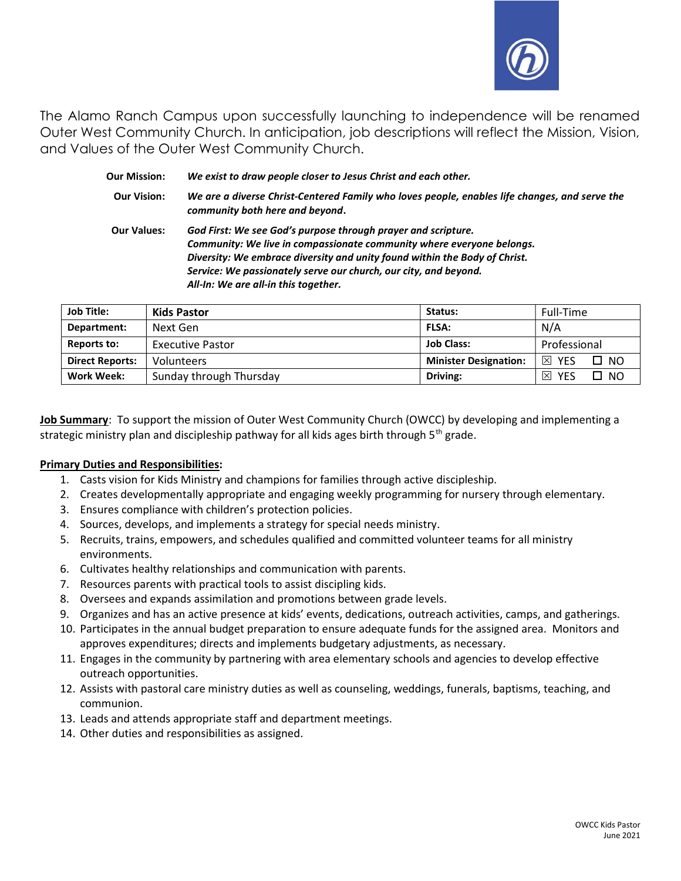The Alamo Ranch Campus upon successfully launching to independence will be renamed Outer West Community Church. In anticipation, job descriptions will reflect the Mission, Vision, and Values of the Outer West Community Church.

**Our Mission:** ***We exist to draw people closer to Jesus Christ and each other.***

**Our Vision:** ***We are a diverse Christ-Centered Family who loves people, enables life changes, and serve the community both here and beyond.***

**Our Values:**
***God First: We see God's purpose through prayer and scripture.***
***Community: We live in compassionate community where everyone belongs.***
***Diversity: We embrace diversity and unity found within the Body of Christ.***
***Service: We passionately serve our church, our city, and beyond.***
***All-In: We are all-in this together.***

| **Job Title:** | **Kids Pastor** | **Status:** | Full-Time |
|---|---|---|---|
| **Department:** | Next Gen | **FLSA:** | N/A |
| **Reports to:** | Executive Pastor | **Job Class:** | Professional |
| **Direct Reports:** | Volunteers | **Minister Designation:** | ☒ YES ☐ NO |
| **Work Week:** | Sunday through Thursday | **Driving:** | ☒ YES ☐ NO |

**Job Summary**: To support the mission of Outer West Community Church (OWCC) by developing and implementing a strategic ministry plan and discipleship pathway for all kids ages birth through 5th grade.

**Primary Duties and Responsibilities:**

1. Casts vision for Kids Ministry and champions for families through active discipleship.
2. Creates developmentally appropriate and engaging weekly programming for nursery through elementary.
3. Ensures compliance with children's protection policies.
4. Sources, develops, and implements a strategy for special needs ministry.
5. Recruits, trains, empowers, and schedules qualified and committed volunteer teams for all ministry environments.
6. Cultivates healthy relationships and communication with parents.
7. Resources parents with practical tools to assist discipling kids.
8. Oversees and expands assimilation and promotions between grade levels.
9. Organizes and has an active presence at kids' events, dedications, outreach activities, camps, and gatherings.
10. Participates in the annual budget preparation to ensure adequate funds for the assigned area. Monitors and approves expenditures; directs and implements budgetary adjustments, as necessary.
11. Engages in the community by partnering with area elementary schools and agencies to develop effective outreach opportunities.
12. Assists with pastoral care ministry duties as well as counseling, weddings, funerals, baptisms, teaching, and communion.
13. Leads and attends appropriate staff and department meetings.
14. Other duties and responsibilities as assigned.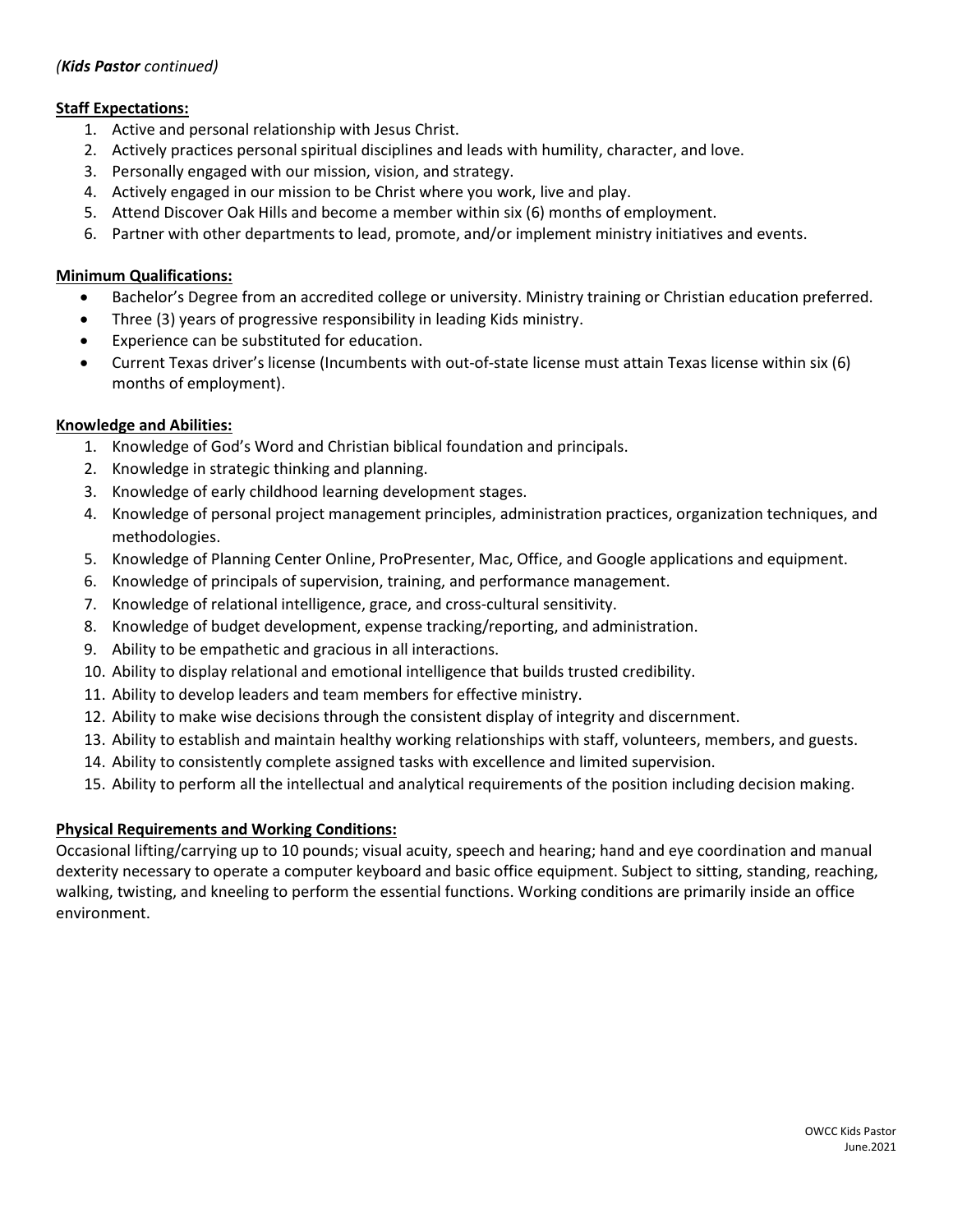*(**Kids Pastor** continued)*

**Staff Expectations:**

1. Active and personal relationship with Jesus Christ.
2. Actively practices personal spiritual disciplines and leads with humility, character, and love.
3. Personally engaged with our mission, vision, and strategy.
4. Actively engaged in our mission to be Christ where you work, live and play.
5. Attend Discover Oak Hills and become a member within six (6) months of employment.
6. Partner with other departments to lead, promote, and/or implement ministry initiatives and events.

**Minimum Qualifications:**

- Bachelor's Degree from an accredited college or university. Ministry training or Christian education preferred.
- Three (3) years of progressive responsibility in leading Kids ministry.
- Experience can be substituted for education.
- Current Texas driver's license (Incumbents with out-of-state license must attain Texas license within six (6) months of employment).

**Knowledge and Abilities:**

1. Knowledge of God's Word and Christian biblical foundation and principals.
2. Knowledge in strategic thinking and planning.
3. Knowledge of early childhood learning development stages.
4. Knowledge of personal project management principles, administration practices, organization techniques, and methodologies.
5. Knowledge of Planning Center Online, ProPresenter, Mac, Office, and Google applications and equipment.
6. Knowledge of principals of supervision, training, and performance management.
7. Knowledge of relational intelligence, grace, and cross-cultural sensitivity.
8. Knowledge of budget development, expense tracking/reporting, and administration.
9. Ability to be empathetic and gracious in all interactions.
10. Ability to display relational and emotional intelligence that builds trusted credibility.
11. Ability to develop leaders and team members for effective ministry.
12. Ability to make wise decisions through the consistent display of integrity and discernment.
13. Ability to establish and maintain healthy working relationships with staff, volunteers, members, and guests.
14. Ability to consistently complete assigned tasks with excellence and limited supervision.
15. Ability to perform all the intellectual and analytical requirements of the position including decision making.

**Physical Requirements and Working Conditions:**

Occasional lifting/carrying up to 10 pounds; visual acuity, speech and hearing; hand and eye coordination and manual dexterity necessary to operate a computer keyboard and basic office equipment. Subject to sitting, standing, reaching, walking, twisting, and kneeling to perform the essential functions. Working conditions are primarily inside an office environment.